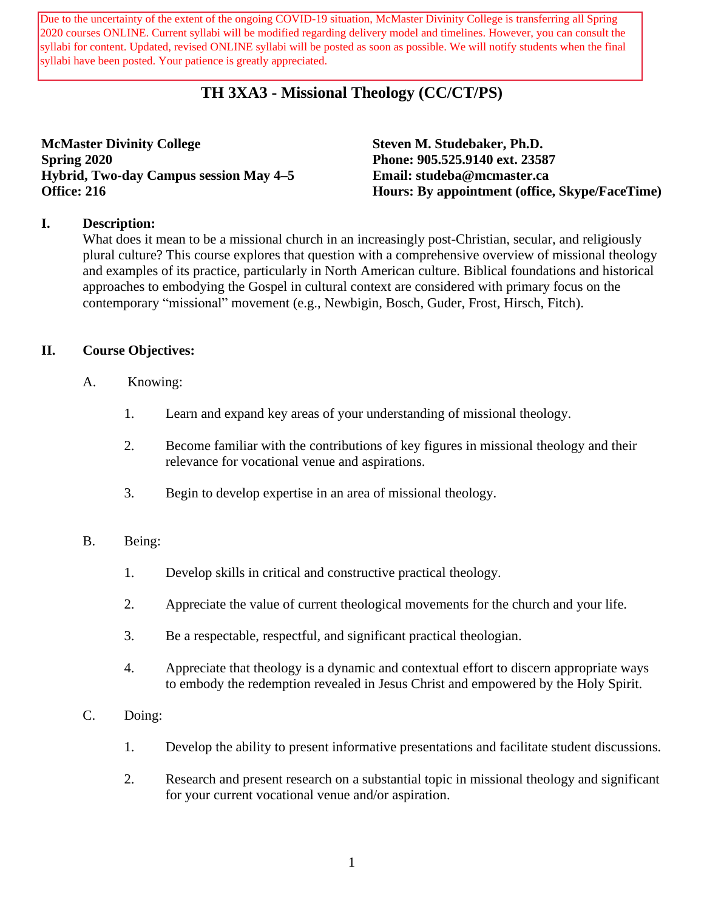Due to the uncertainty of the extent of the ongoing COVID-19 situation, McMaster Divinity College is transferring all Spring 2020 courses ONLINE. Current syllabi will be modified regarding delivery model and timelines. However, you can consult the syllabi for content. Updated, revised ONLINE syllabi will be posted as soon as possible. We will notify students when the final syllabi have been posted. Your patience is greatly appreciated.

# TH 3XA3 - Missional Theology (CC/CT/PS)

**McMaster Divinity College**
**Spring 2020**
**Hybrid, Two-day Campus session May 4–5**
**Office: 216**

**Steven M. Studebaker, Ph.D.**
**Phone: 905.525.9140 ext. 23587**
**Email: studeba@mcmaster.ca**
**Hours: By appointment (office, Skype/FaceTime)**

## I. Description:

What does it mean to be a missional church in an increasingly post-Christian, secular, and religiously plural culture? This course explores that question with a comprehensive overview of missional theology and examples of its practice, particularly in North American culture. Biblical foundations and historical approaches to embodying the Gospel in cultural context are considered with primary focus on the contemporary "missional" movement (e.g., Newbigin, Bosch, Guder, Frost, Hirsch, Fitch).

## II. Course Objectives:

A. Knowing:

1. Learn and expand key areas of your understanding of missional theology.
2. Become familiar with the contributions of key figures in missional theology and their relevance for vocational venue and aspirations.
3. Begin to develop expertise in an area of missional theology.

B. Being:

1. Develop skills in critical and constructive practical theology.
2. Appreciate the value of current theological movements for the church and your life.
3. Be a respectable, respectful, and significant practical theologian.
4. Appreciate that theology is a dynamic and contextual effort to discern appropriate ways to embody the redemption revealed in Jesus Christ and empowered by the Holy Spirit.

C. Doing:

1. Develop the ability to present informative presentations and facilitate student discussions.
2. Research and present research on a substantial topic in missional theology and significant for your current vocational venue and/or aspiration.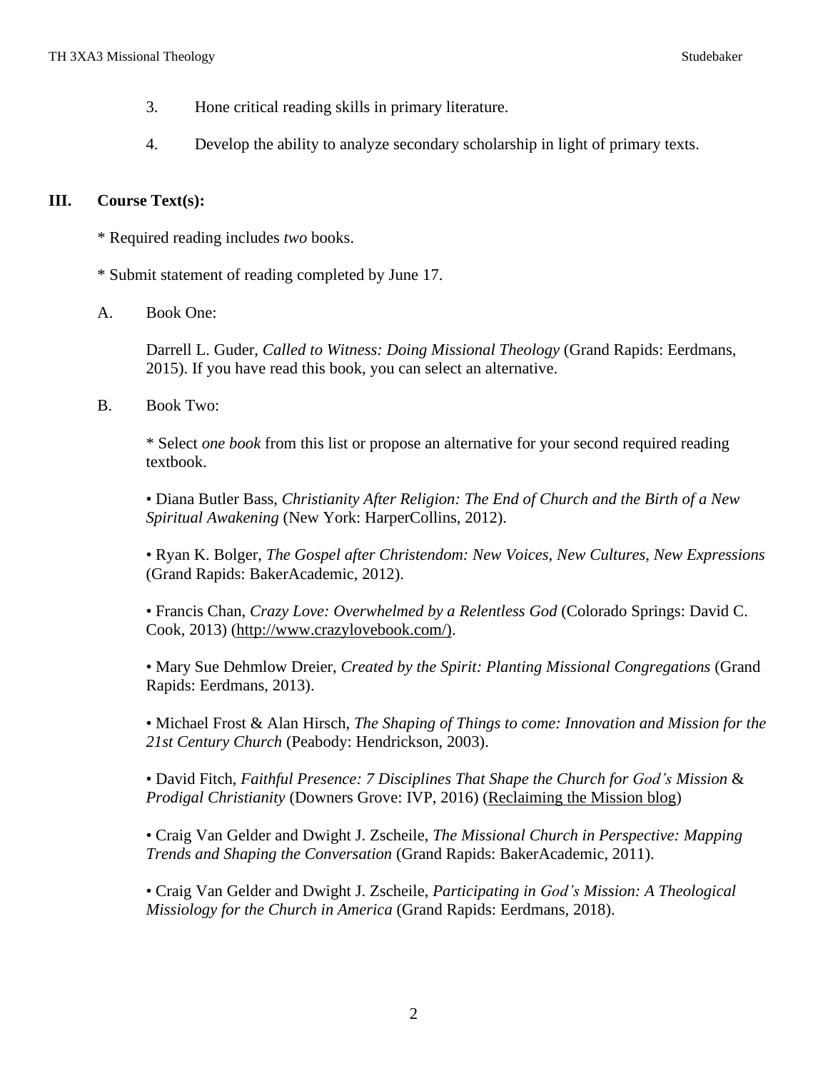3. Hone critical reading skills in primary literature.

4. Develop the ability to analyze secondary scholarship in light of primary texts.

## III. Course Text(s):

* Required reading includes *two* books.

* Submit statement of reading completed by June 17.

A. Book One:

Darrell L. Guder, *Called to Witness: Doing Missional Theology* (Grand Rapids: Eerdmans, 2015). If you have read this book, you can select an alternative.

B. Book Two:

* Select *one book* from this list or propose an alternative for your second required reading textbook.

• Diana Butler Bass, *Christianity After Religion: The End of Church and the Birth of a New Spiritual Awakening* (New York: HarperCollins, 2012).

• Ryan K. Bolger, *The Gospel after Christendom: New Voices, New Cultures, New Expressions* (Grand Rapids: BakerAcademic, 2012).

• Francis Chan, *Crazy Love: Overwhelmed by a Relentless God* (Colorado Springs: David C. Cook, 2013) (http://www.crazylovebook.com/).

• Mary Sue Dehmlow Dreier, *Created by the Spirit: Planting Missional Congregations* (Grand Rapids: Eerdmans, 2013).

• Michael Frost & Alan Hirsch, *The Shaping of Things to come: Innovation and Mission for the 21st Century Church* (Peabody: Hendrickson, 2003).

• David Fitch, *Faithful Presence: 7 Disciplines That Shape the Church for God's Mission* & *Prodigal Christianity* (Downers Grove: IVP, 2016) (Reclaiming the Mission blog)

• Craig Van Gelder and Dwight J. Zscheile, *The Missional Church in Perspective: Mapping Trends and Shaping the Conversation* (Grand Rapids: BakerAcademic, 2011).

• Craig Van Gelder and Dwight J. Zscheile, *Participating in God's Mission: A Theological Missiology for the Church in America* (Grand Rapids: Eerdmans, 2018).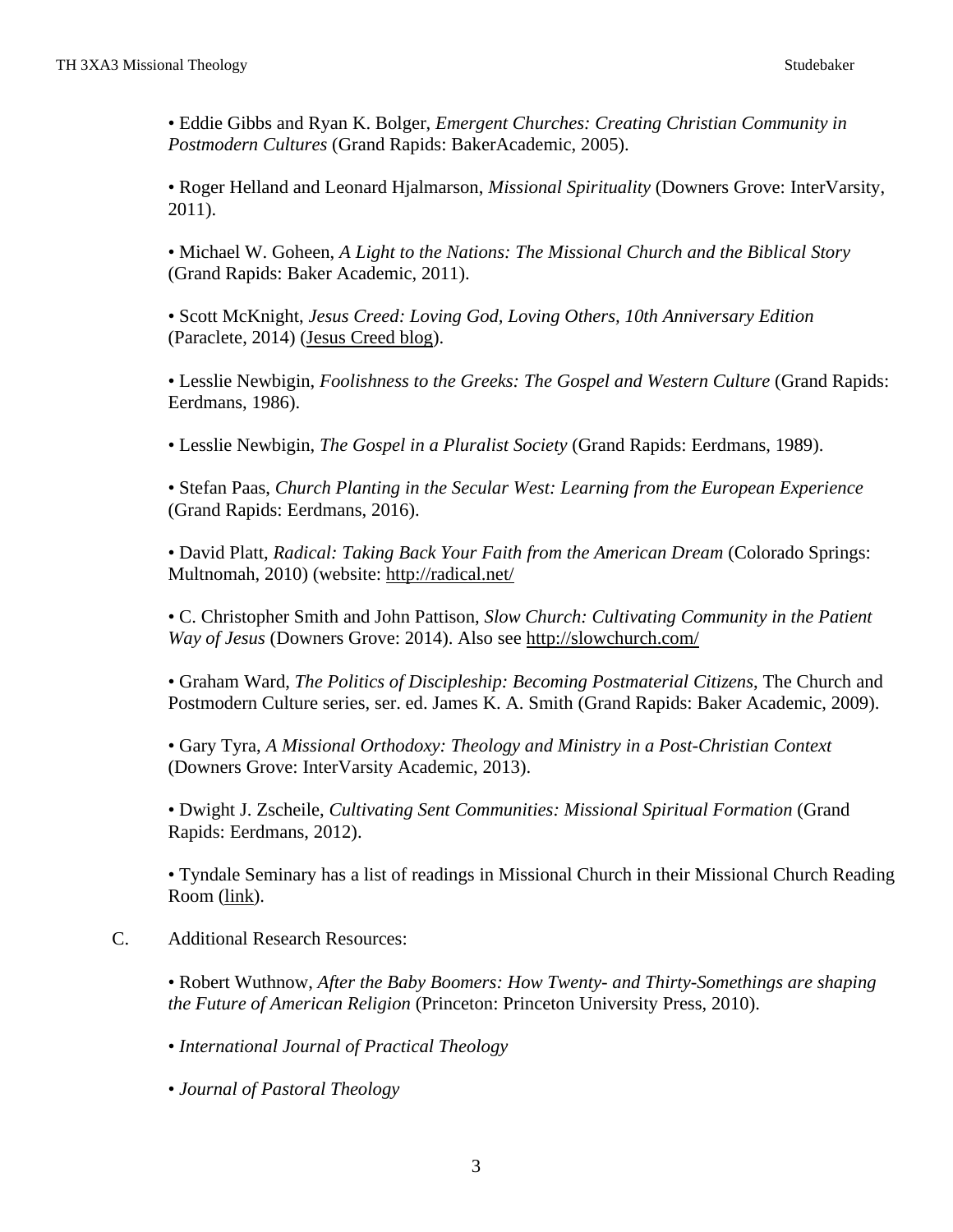• Eddie Gibbs and Ryan K. Bolger, *Emergent Churches: Creating Christian Community in Postmodern Cultures* (Grand Rapids: BakerAcademic, 2005).

• Roger Helland and Leonard Hjalmarson, *Missional Spirituality* (Downers Grove: InterVarsity, 2011).

• Michael W. Goheen, *A Light to the Nations: The Missional Church and the Biblical Story* (Grand Rapids: Baker Academic, 2011).

• Scott McKnight, *Jesus Creed: Loving God, Loving Others, 10th Anniversary Edition* (Paraclete, 2014) (Jesus Creed blog).

• Lesslie Newbigin, *Foolishness to the Greeks: The Gospel and Western Culture* (Grand Rapids: Eerdmans, 1986).

• Lesslie Newbigin, *The Gospel in a Pluralist Society* (Grand Rapids: Eerdmans, 1989).

• Stefan Paas, *Church Planting in the Secular West: Learning from the European Experience* (Grand Rapids: Eerdmans, 2016).

• David Platt, *Radical: Taking Back Your Faith from the American Dream* (Colorado Springs: Multnomah, 2010) (website: http://radical.net/

• C. Christopher Smith and John Pattison, *Slow Church: Cultivating Community in the Patient Way of Jesus* (Downers Grove: 2014). Also see http://slowchurch.com/

• Graham Ward, *The Politics of Discipleship: Becoming Postmaterial Citizens*, The Church and Postmodern Culture series, ser. ed. James K. A. Smith (Grand Rapids: Baker Academic, 2009).

• Gary Tyra, *A Missional Orthodoxy: Theology and Ministry in a Post-Christian Context* (Downers Grove: InterVarsity Academic, 2013).

• Dwight J. Zscheile, *Cultivating Sent Communities: Missional Spiritual Formation* (Grand Rapids: Eerdmans, 2012).

• Tyndale Seminary has a list of readings in Missional Church in their Missional Church Reading Room (link).

C. Additional Research Resources:

• Robert Wuthnow, *After the Baby Boomers: How Twenty- and Thirty-Somethings are shaping the Future of American Religion* (Princeton: Princeton University Press, 2010).

• *International Journal of Practical Theology*

• *Journal of Pastoral Theology*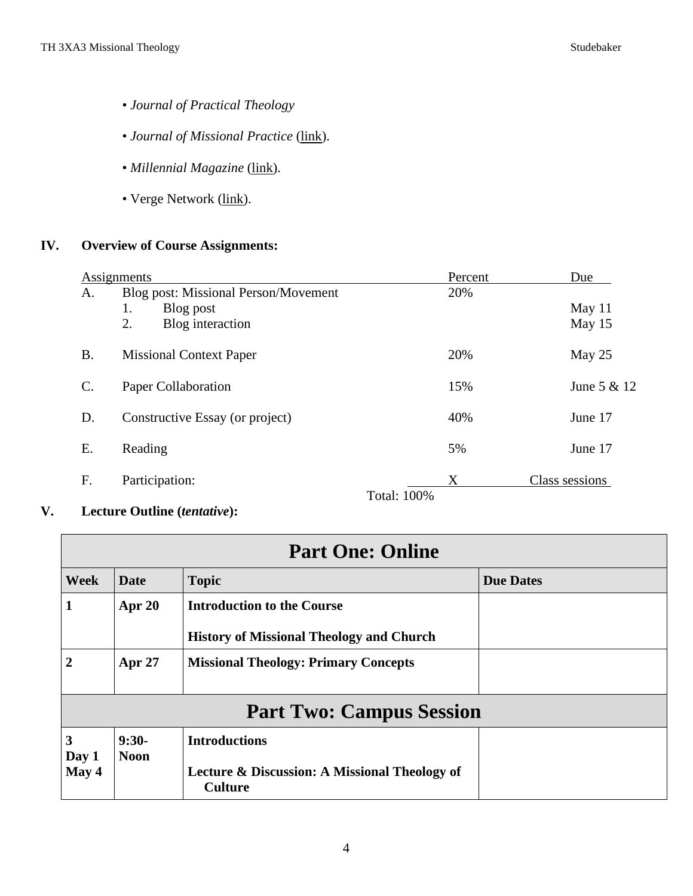- *Journal of Practical Theology*
- *Journal of Missional Practice* (link).
- *Millennial Magazine* (link).
- Verge Network (link).

## IV. Overview of Course Assignments:

| Assignments | | Percent | Due |
|---|---|---|---|
| A. | Blog post: Missional Person/Movement | 20% | |
| | 1. Blog post | | May 11 |
| | 2. Blog interaction | | May 15 |
| B. | Missional Context Paper | 20% | May 25 |
| C. | Paper Collaboration | 15% | June 5 & 12 |
| D. | Constructive Essay (or project) | 40% | June 17 |
| E. | Reading | 5% | June 17 |
| F. | Participation: | X | Class sessions |
| | | Total: 100% | |

## V. Lecture Outline (*tentative*):

| Week | Date | Topic | Due Dates |
|---|---|---|---|
| **Part One: Online** | | | |
| **1** | **Apr 20** | **Introduction to the Course**<br><br>**History of Missional Theology and Church** | |
| **2** | **Apr 27** | **Missional Theology: Primary Concepts** | |
| **Part Two: Campus Session** | | | |
| **3 Day 1 May 4** | **9:30-Noon** | **Introductions**<br><br>**Lecture & Discussion: A Missional Theology of Culture** | |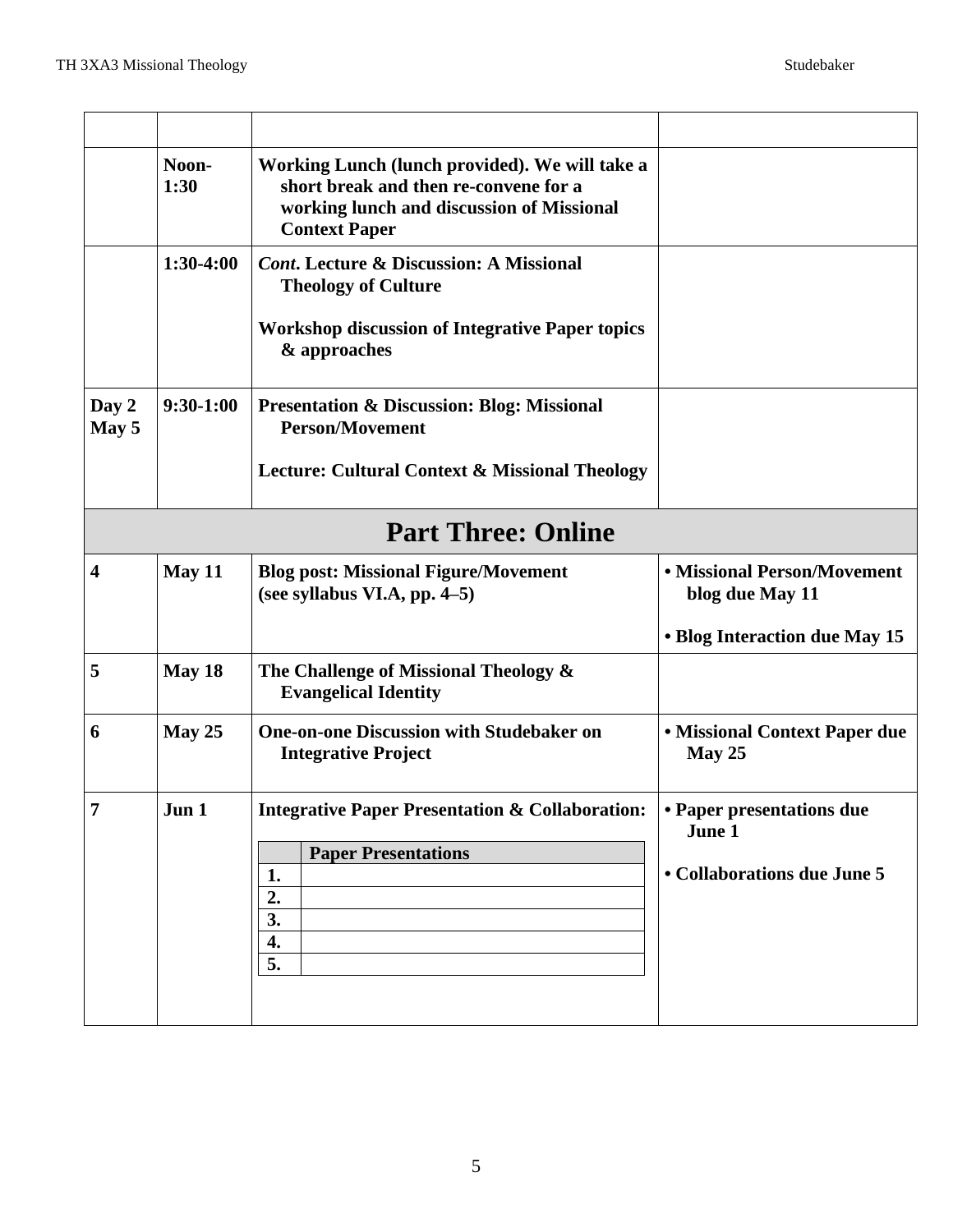| | | | |
|---|---|---|---|
| | Noon-1:30 | **Working Lunch (lunch provided). We will take a short break and then re-convene for a working lunch and discussion of Missional Context Paper** | |
| | 1:30-4:00 | ***Cont.* Lecture & Discussion: A Missional Theology of Culture**<br><br>**Workshop discussion of Integrative Paper topics & approaches** | |
| **Day 2 May 5** | **9:30-1:00** | **Presentation & Discussion: Blog: Missional Person/Movement**<br><br>**Lecture: Cultural Context & Missional Theology** | |
| **Part Three: Online** | | | |
| **4** | **May 11** | **Blog post: Missional Figure/Movement (see syllabus VI.A, pp. 4–5)** | **• Missional Person/Movement blog due May 11**<br><br>**• Blog Interaction due May 15** |
| **5** | **May 18** | **The Challenge of Missional Theology & Evangelical Identity** | |
| **6** | **May 25** | **One-on-one Discussion with Studebaker on Integrative Project** | **• Missional Context Paper due May 25** |
| **7** | **Jun 1** | **Integrative Paper Presentation & Collaboration:**<br><br>**Paper Presentations**<br>**1.**<br>**2.**<br>**3.**<br>**4.**<br>**5.** | **• Paper presentations due June 1**<br><br>**• Collaborations due June 5** |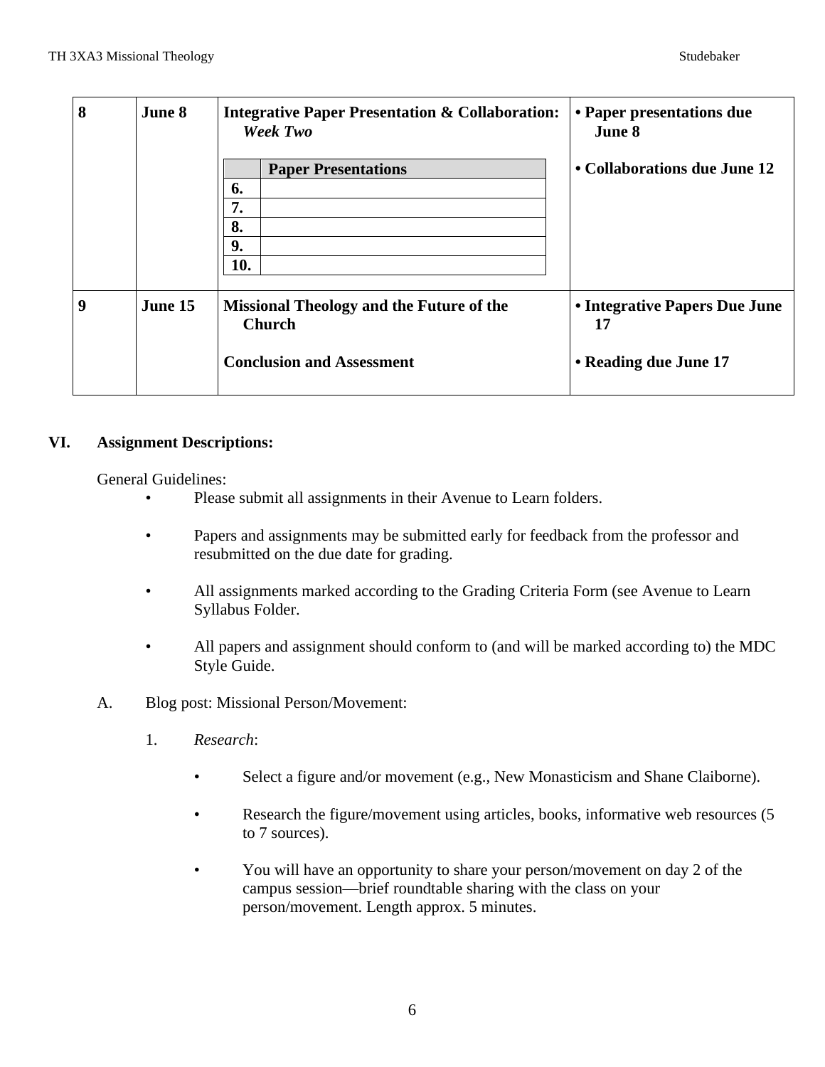| | | | |
|---|---|---|---|
| **8** | **June 8** | **Integrative Paper Presentation & Collaboration:** ***Week Two***<br><br>**Paper Presentations**<br>**6.**<br>**7.**<br>**8.**<br>**9.**<br>**10.** | **• Paper presentations due June 8**<br><br>**• Collaborations due June 12** |
| **9** | **June 15** | **Missional Theology and the Future of the Church**<br><br>**Conclusion and Assessment** | **• Integrative Papers Due June 17**<br><br>**• Reading due June 17** |

## VI. Assignment Descriptions:

General Guidelines:

- Please submit all assignments in their Avenue to Learn folders.
- Papers and assignments may be submitted early for feedback from the professor and resubmitted on the due date for grading.
- All assignments marked according to the Grading Criteria Form (see Avenue to Learn Syllabus Folder.
- All papers and assignment should conform to (and will be marked according to) the MDC Style Guide.

A. Blog post: Missional Person/Movement:

1. *Research*:

   - Select a figure and/or movement (e.g., New Monasticism and Shane Claiborne).
   - Research the figure/movement using articles, books, informative web resources (5 to 7 sources).
   - You will have an opportunity to share your person/movement on day 2 of the campus session—brief roundtable sharing with the class on your person/movement. Length approx. 5 minutes.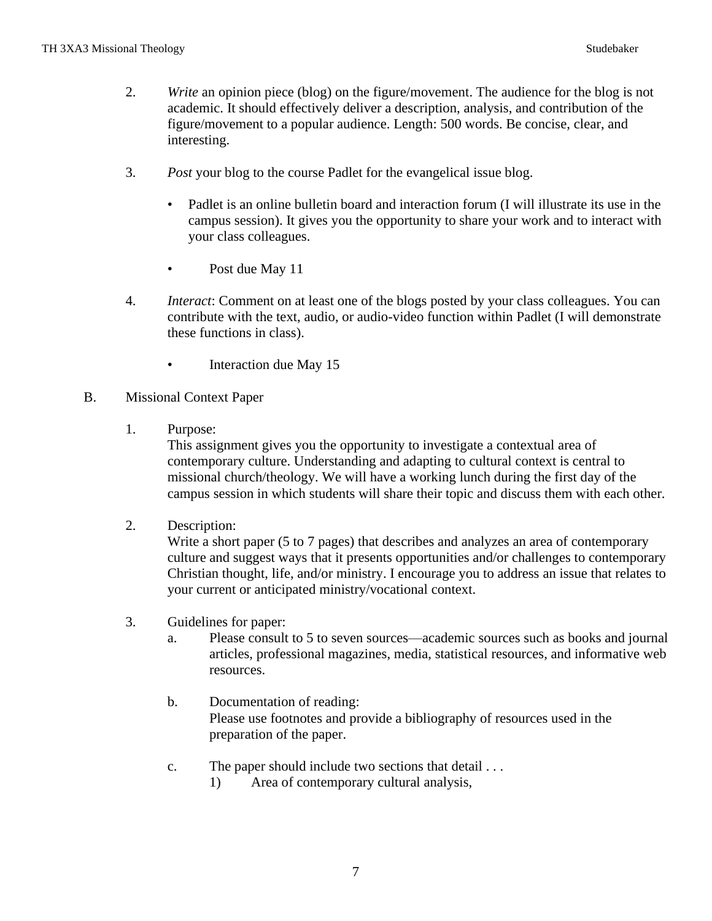2. *Write* an opinion piece (blog) on the figure/movement. The audience for the blog is not academic. It should effectively deliver a description, analysis, and contribution of the figure/movement to a popular audience. Length: 500 words. Be concise, clear, and interesting.

3. *Post* your blog to the course Padlet for the evangelical issue blog.

   - Padlet is an online bulletin board and interaction forum (I will illustrate its use in the campus session). It gives you the opportunity to share your work and to interact with your class colleagues.

   - Post due May 11

4. *Interact*: Comment on at least one of the blogs posted by your class colleagues. You can contribute with the text, audio, or audio-video function within Padlet (I will demonstrate these functions in class).

   - Interaction due May 15

B. Missional Context Paper

1. Purpose:
   This assignment gives you the opportunity to investigate a contextual area of contemporary culture. Understanding and adapting to cultural context is central to missional church/theology. We will have a working lunch during the first day of the campus session in which students will share their topic and discuss them with each other.

2. Description:
   Write a short paper (5 to 7 pages) that describes and analyzes an area of contemporary culture and suggest ways that it presents opportunities and/or challenges to contemporary Christian thought, life, and/or ministry. I encourage you to address an issue that relates to your current or anticipated ministry/vocational context.

3. Guidelines for paper:

   a. Please consult to 5 to seven sources—academic sources such as books and journal articles, professional magazines, media, statistical resources, and informative web resources.

   b. Documentation of reading:
      Please use footnotes and provide a bibliography of resources used in the preparation of the paper.

   c. The paper should include two sections that detail . . .
      1) Area of contemporary cultural analysis,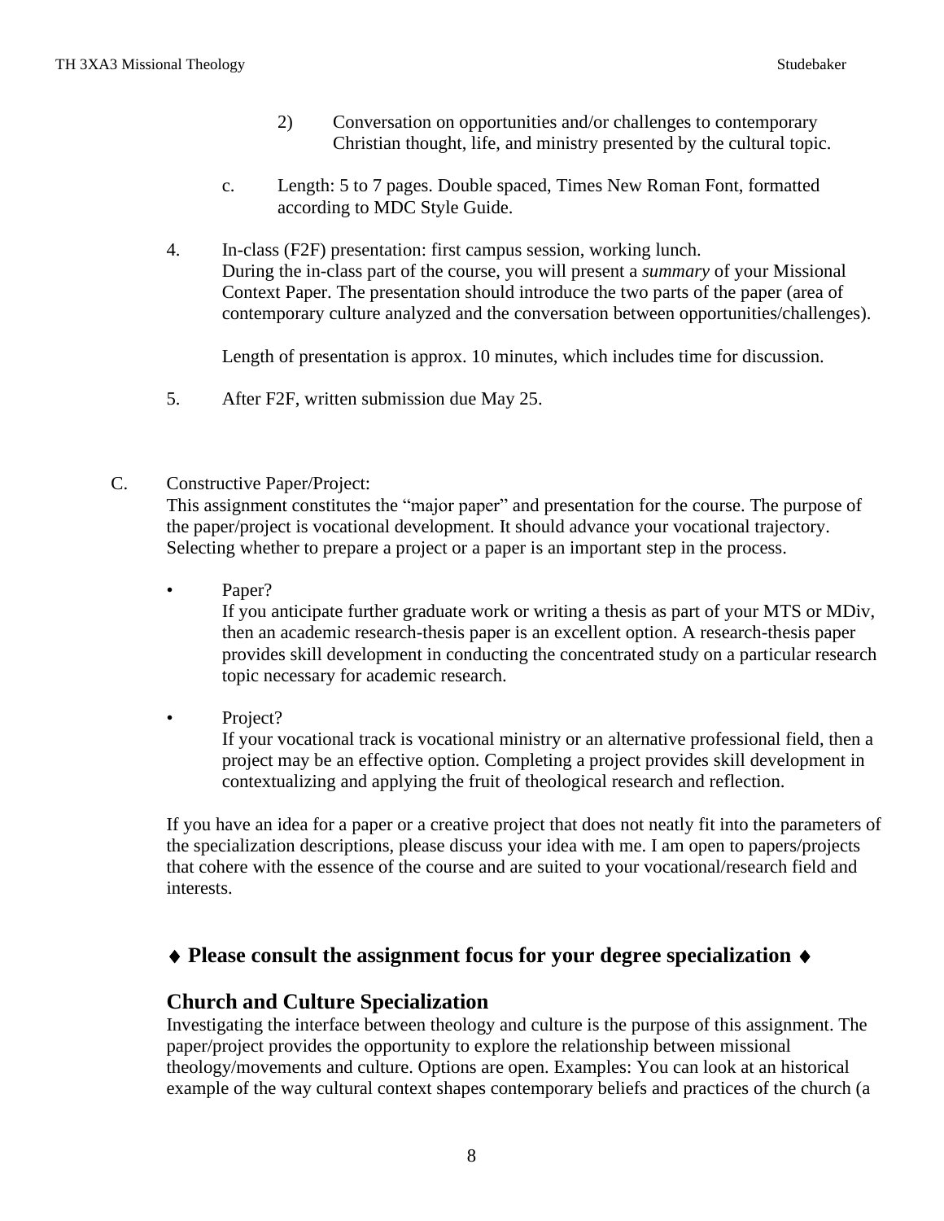2) Conversation on opportunities and/or challenges to contemporary Christian thought, life, and ministry presented by the cultural topic.

c. Length: 5 to 7 pages. Double spaced, Times New Roman Font, formatted according to MDC Style Guide.

4. In-class (F2F) presentation: first campus session, working lunch.
During the in-class part of the course, you will present a *summary* of your Missional Context Paper. The presentation should introduce the two parts of the paper (area of contemporary culture analyzed and the conversation between opportunities/challenges).

   Length of presentation is approx. 10 minutes, which includes time for discussion.

5. After F2F, written submission due May 25.

C. Constructive Paper/Project:
This assignment constitutes the "major paper" and presentation for the course. The purpose of the paper/project is vocational development. It should advance your vocational trajectory. Selecting whether to prepare a project or a paper is an important step in the process.

- Paper?
  If you anticipate further graduate work or writing a thesis as part of your MTS or MDiv, then an academic research-thesis paper is an excellent option. A research-thesis paper provides skill development in conducting the concentrated study on a particular research topic necessary for academic research.

- Project?
  If your vocational track is vocational ministry or an alternative professional field, then a project may be an effective option. Completing a project provides skill development in contextualizing and applying the fruit of theological research and reflection.

If you have an idea for a paper or a creative project that does not neatly fit into the parameters of the specialization descriptions, please discuss your idea with me. I am open to papers/projects that cohere with the essence of the course and are suited to your vocational/research field and interests.

### ♦ Please consult the assignment focus for your degree specialization ♦

## Church and Culture Specialization

Investigating the interface between theology and culture is the purpose of this assignment. The paper/project provides the opportunity to explore the relationship between missional theology/movements and culture. Options are open. Examples: You can look at an historical example of the way cultural context shapes contemporary beliefs and practices of the church (a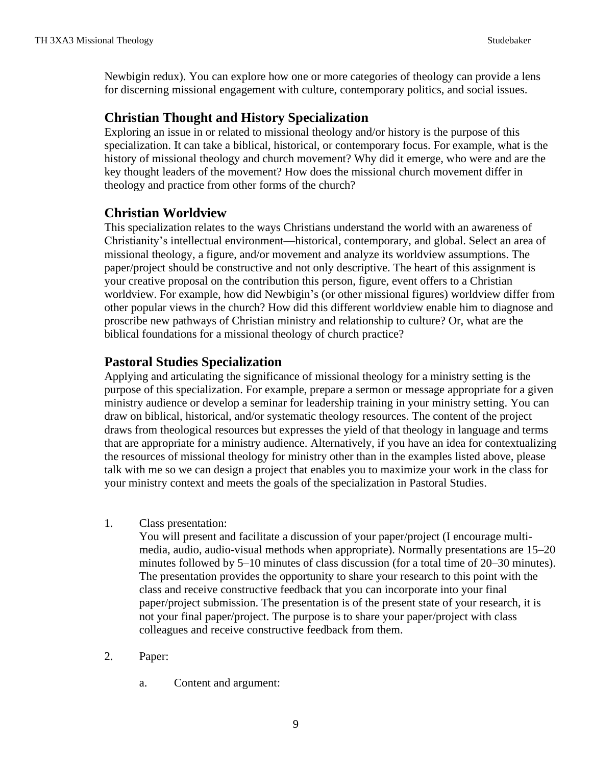Newbigin redux). You can explore how one or more categories of theology can provide a lens for discerning missional engagement with culture, contemporary politics, and social issues.

## Christian Thought and History Specialization

Exploring an issue in or related to missional theology and/or history is the purpose of this specialization. It can take a biblical, historical, or contemporary focus. For example, what is the history of missional theology and church movement? Why did it emerge, who were and are the key thought leaders of the movement? How does the missional church movement differ in theology and practice from other forms of the church?

## Christian Worldview

This specialization relates to the ways Christians understand the world with an awareness of Christianity's intellectual environment—historical, contemporary, and global. Select an area of missional theology, a figure, and/or movement and analyze its worldview assumptions. The paper/project should be constructive and not only descriptive. The heart of this assignment is your creative proposal on the contribution this person, figure, event offers to a Christian worldview. For example, how did Newbigin's (or other missional figures) worldview differ from other popular views in the church? How did this different worldview enable him to diagnose and proscribe new pathways of Christian ministry and relationship to culture? Or, what are the biblical foundations for a missional theology of church practice?

## Pastoral Studies Specialization

Applying and articulating the significance of missional theology for a ministry setting is the purpose of this specialization. For example, prepare a sermon or message appropriate for a given ministry audience or develop a seminar for leadership training in your ministry setting. You can draw on biblical, historical, and/or systematic theology resources. The content of the project draws from theological resources but expresses the yield of that theology in language and terms that are appropriate for a ministry audience. Alternatively, if you have an idea for contextualizing the resources of missional theology for ministry other than in the examples listed above, please talk with me so we can design a project that enables you to maximize your work in the class for your ministry context and meets the goals of the specialization in Pastoral Studies.

1. Class presentation:
   You will present and facilitate a discussion of your paper/project (I encourage multi-media, audio, audio-visual methods when appropriate). Normally presentations are 15–20 minutes followed by 5–10 minutes of class discussion (for a total time of 20–30 minutes). The presentation provides the opportunity to share your research to this point with the class and receive constructive feedback that you can incorporate into your final paper/project submission. The presentation is of the present state of your research, it is not your final paper/project. The purpose is to share your paper/project with class colleagues and receive constructive feedback from them.

2. Paper:

   a. Content and argument: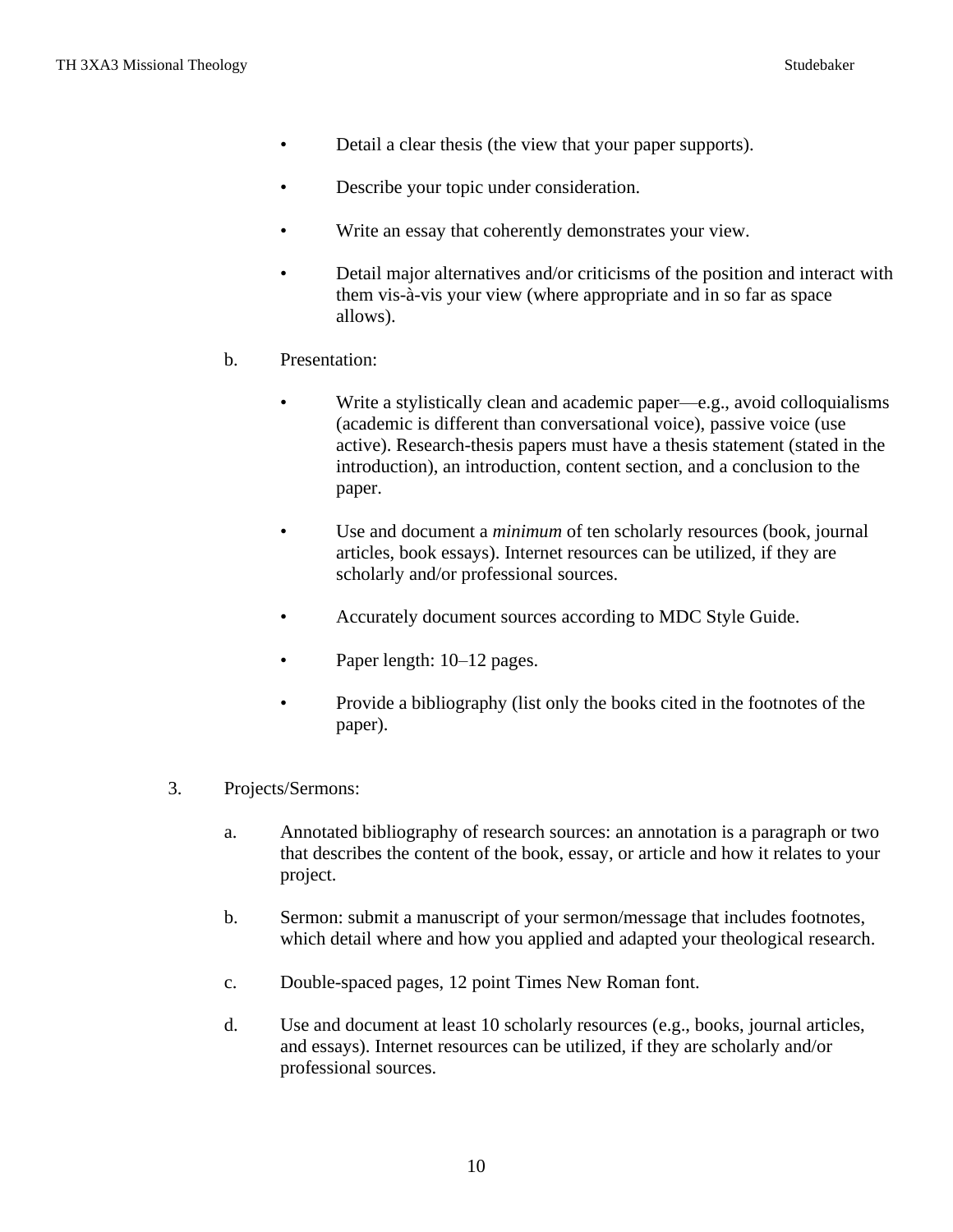- Detail a clear thesis (the view that your paper supports).
- Describe your topic under consideration.
- Write an essay that coherently demonstrates your view.
- Detail major alternatives and/or criticisms of the position and interact with them vis-à-vis your view (where appropriate and in so far as space allows).

b. Presentation:

- Write a stylistically clean and academic paper—e.g., avoid colloquialisms (academic is different than conversational voice), passive voice (use active). Research-thesis papers must have a thesis statement (stated in the introduction), an introduction, content section, and a conclusion to the paper.
- Use and document a *minimum* of ten scholarly resources (book, journal articles, book essays). Internet resources can be utilized, if they are scholarly and/or professional sources.
- Accurately document sources according to MDC Style Guide.
- Paper length: 10–12 pages.
- Provide a bibliography (list only the books cited in the footnotes of the paper).

3. Projects/Sermons:

a. Annotated bibliography of research sources: an annotation is a paragraph or two that describes the content of the book, essay, or article and how it relates to your project.

b. Sermon: submit a manuscript of your sermon/message that includes footnotes, which detail where and how you applied and adapted your theological research.

c. Double-spaced pages, 12 point Times New Roman font.

d. Use and document at least 10 scholarly resources (e.g., books, journal articles, and essays). Internet resources can be utilized, if they are scholarly and/or professional sources.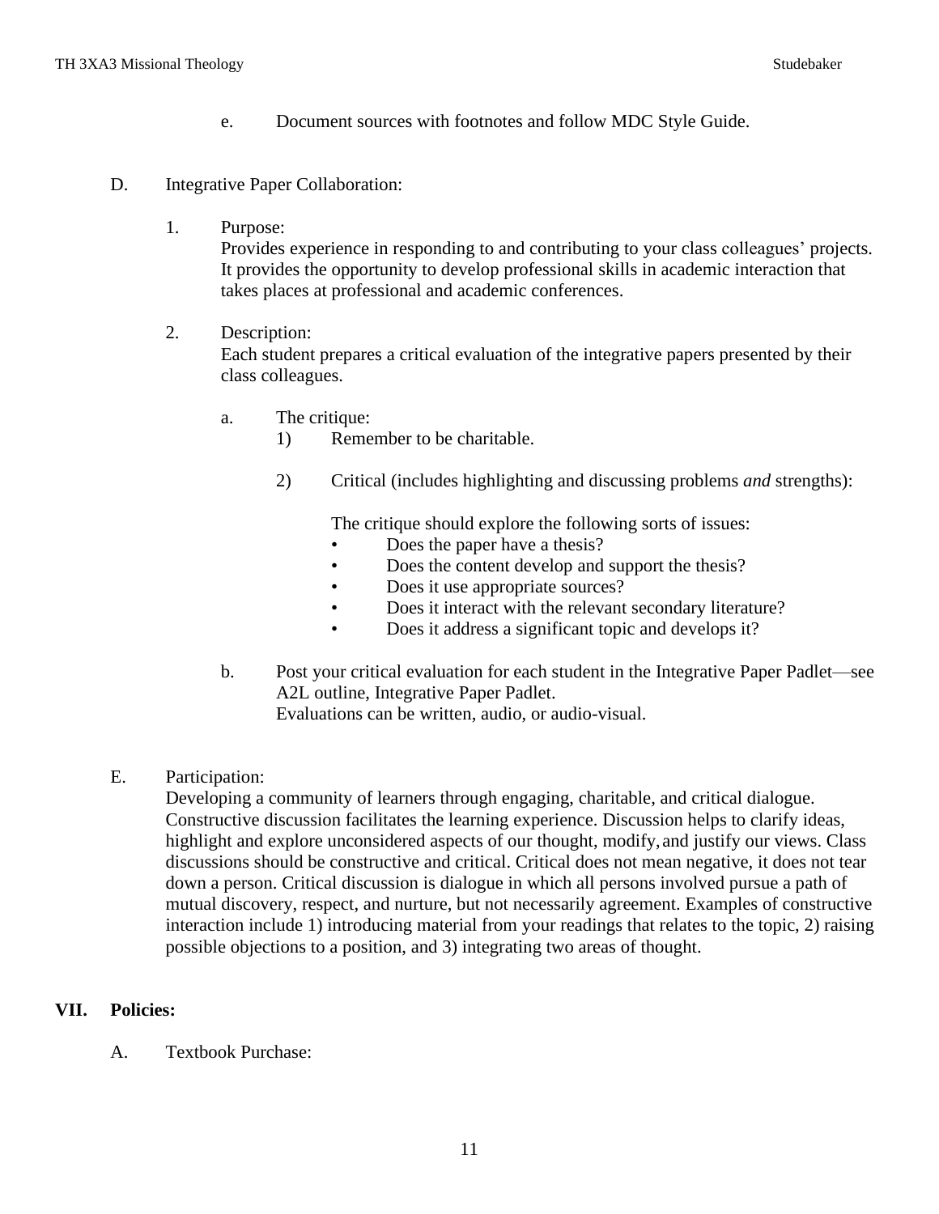e. Document sources with footnotes and follow MDC Style Guide.

D. Integrative Paper Collaboration:

1. Purpose:
Provides experience in responding to and contributing to your class colleagues' projects. It provides the opportunity to develop professional skills in academic interaction that takes places at professional and academic conferences.

2. Description:
Each student prepares a critical evaluation of the integrative papers presented by their class colleagues.

a. The critique:

1) Remember to be charitable.

2) Critical (includes highlighting and discussing problems *and* strengths):

The critique should explore the following sorts of issues:

- Does the paper have a thesis?
- Does the content develop and support the thesis?
- Does it use appropriate sources?
- Does it interact with the relevant secondary literature?
- Does it address a significant topic and develops it?

b. Post your critical evaluation for each student in the Integrative Paper Padlet—see A2L outline, Integrative Paper Padlet.
Evaluations can be written, audio, or audio-visual.

E. Participation:
Developing a community of learners through engaging, charitable, and critical dialogue. Constructive discussion facilitates the learning experience. Discussion helps to clarify ideas, highlight and explore unconsidered aspects of our thought, modify, and justify our views. Class discussions should be constructive and critical. Critical does not mean negative, it does not tear down a person. Critical discussion is dialogue in which all persons involved pursue a path of mutual discovery, respect, and nurture, but not necessarily agreement. Examples of constructive interaction include 1) introducing material from your readings that relates to the topic, 2) raising possible objections to a position, and 3) integrating two areas of thought.

## VII. Policies:

A. Textbook Purchase: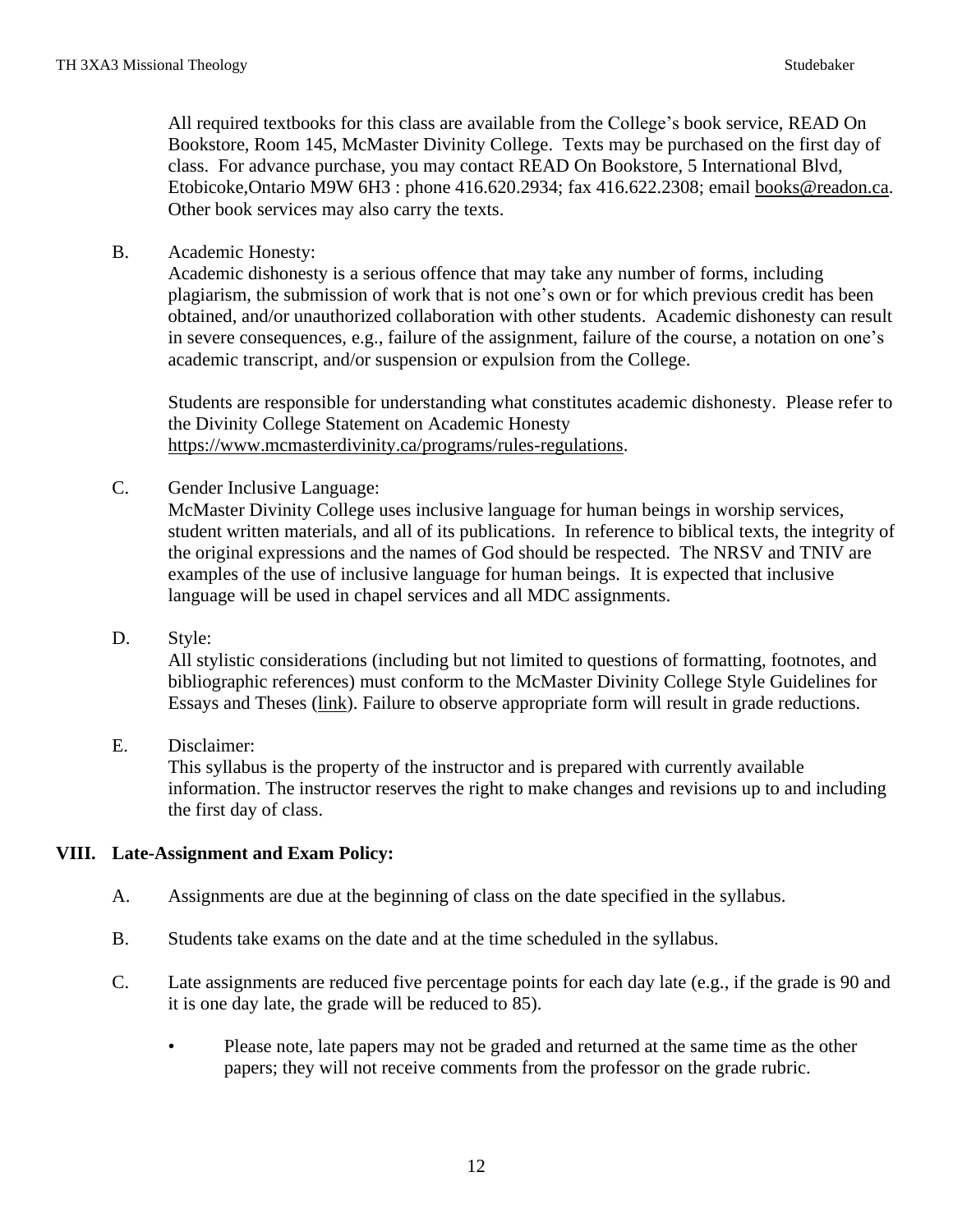All required textbooks for this class are available from the College's book service, READ On Bookstore, Room 145, McMaster Divinity College. Texts may be purchased on the first day of class. For advance purchase, you may contact READ On Bookstore, 5 International Blvd, Etobicoke,Ontario M9W 6H3 : phone 416.620.2934; fax 416.622.2308; email books@readon.ca. Other book services may also carry the texts.

B. Academic Honesty:
Academic dishonesty is a serious offence that may take any number of forms, including plagiarism, the submission of work that is not one's own or for which previous credit has been obtained, and/or unauthorized collaboration with other students. Academic dishonesty can result in severe consequences, e.g., failure of the assignment, failure of the course, a notation on one's academic transcript, and/or suspension or expulsion from the College.

Students are responsible for understanding what constitutes academic dishonesty. Please refer to the Divinity College Statement on Academic Honesty https://www.mcmasterdivinity.ca/programs/rules-regulations.

C. Gender Inclusive Language:
McMaster Divinity College uses inclusive language for human beings in worship services, student written materials, and all of its publications. In reference to biblical texts, the integrity of the original expressions and the names of God should be respected. The NRSV and TNIV are examples of the use of inclusive language for human beings. It is expected that inclusive language will be used in chapel services and all MDC assignments.

D. Style:
All stylistic considerations (including but not limited to questions of formatting, footnotes, and bibliographic references) must conform to the McMaster Divinity College Style Guidelines for Essays and Theses (link). Failure to observe appropriate form will result in grade reductions.

E. Disclaimer:
This syllabus is the property of the instructor and is prepared with currently available information. The instructor reserves the right to make changes and revisions up to and including the first day of class.

## VIII. Late-Assignment and Exam Policy:

A. Assignments are due at the beginning of class on the date specified in the syllabus.

B. Students take exams on the date and at the time scheduled in the syllabus.

C. Late assignments are reduced five percentage points for each day late (e.g., if the grade is 90 and it is one day late, the grade will be reduced to 85).

- Please note, late papers may not be graded and returned at the same time as the other papers; they will not receive comments from the professor on the grade rubric.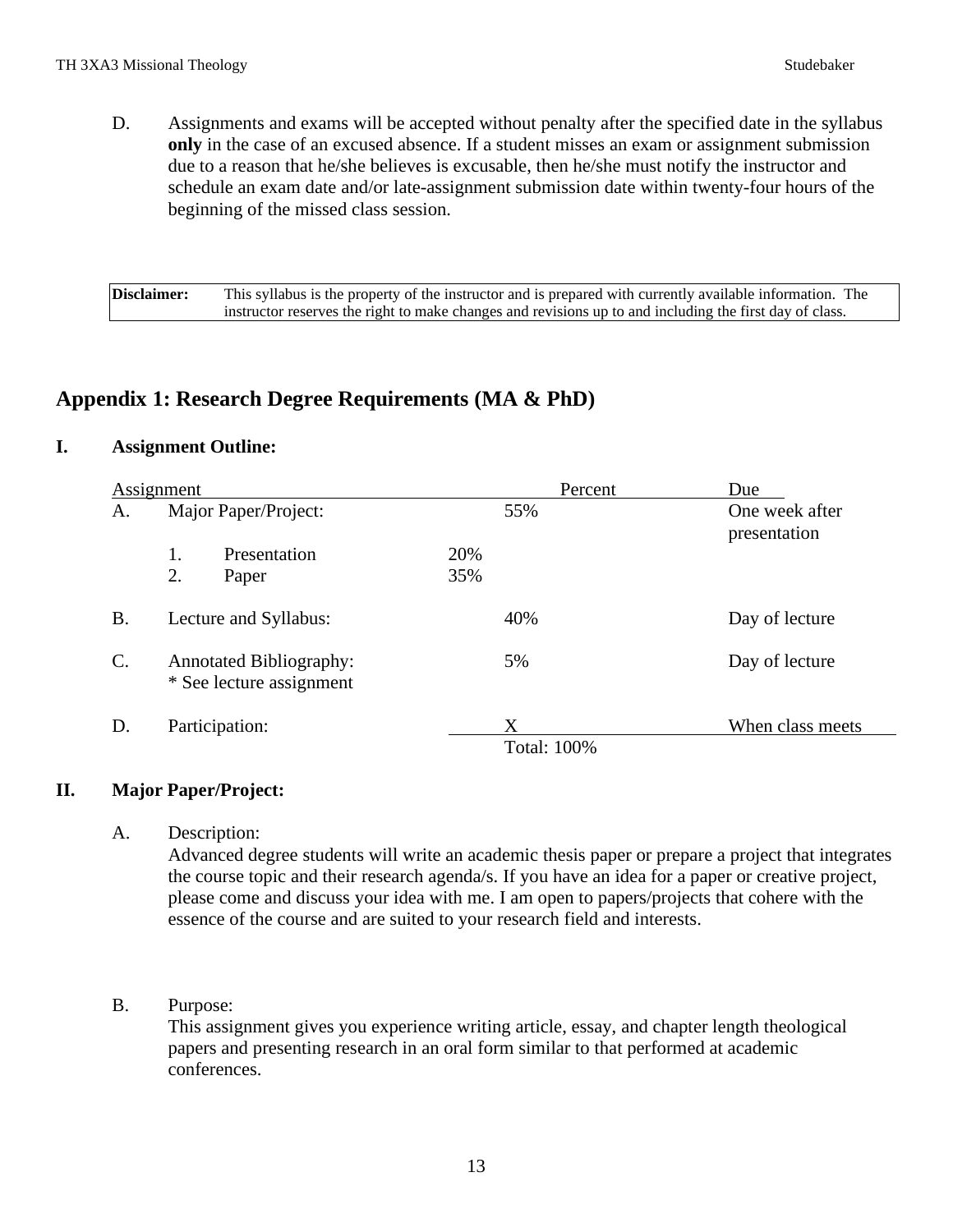D. Assignments and exams will be accepted without penalty after the specified date in the syllabus **only** in the case of an excused absence. If a student misses an exam or assignment submission due to a reason that he/she believes is excusable, then he/she must notify the instructor and schedule an exam date and/or late-assignment submission date within twenty-four hours of the beginning of the missed class session.

| **Disclaimer:** | This syllabus is the property of the instructor and is prepared with currently available information. The instructor reserves the right to make changes and revisions up to and including the first day of class. |
|---|---|

## Appendix 1: Research Degree Requirements (MA & PhD)

### I. Assignment Outline:

| Assignment | | | Percent | Due |
|---|---|---|---|---|
| A. Major Paper/Project: | | | 55% | One week after presentation |
| | 1. Presentation | 20% | | |
| | 2. Paper | 35% | | |
| B. Lecture and Syllabus: | | | 40% | Day of lecture |
| C. Annotated Bibliography: * See lecture assignment | | | 5% | Day of lecture |
| D. Participation: | | | X | When class meets |
| | | | Total: 100% | |

### II. Major Paper/Project:

A. Description:
Advanced degree students will write an academic thesis paper or prepare a project that integrates the course topic and their research agenda/s. If you have an idea for a paper or creative project, please come and discuss your idea with me. I am open to papers/projects that cohere with the essence of the course and are suited to your research field and interests.

B. Purpose:
This assignment gives you experience writing article, essay, and chapter length theological papers and presenting research in an oral form similar to that performed at academic conferences.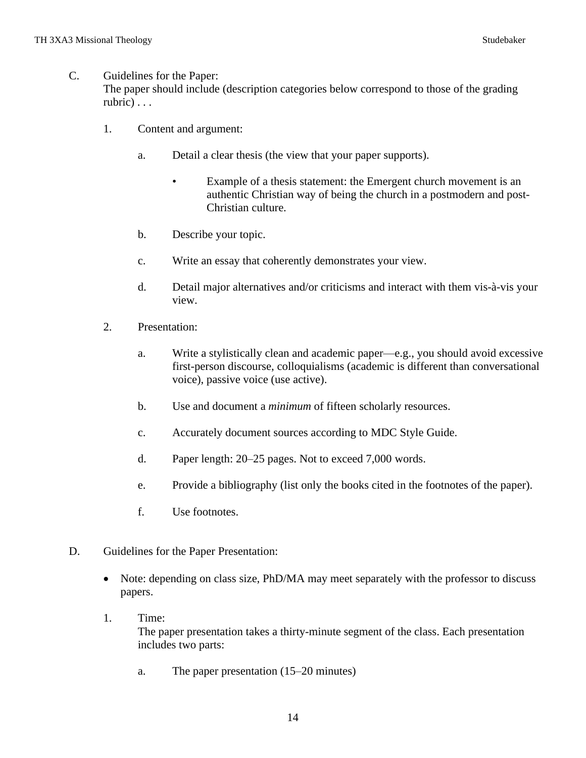C. Guidelines for the Paper:
The paper should include (description categories below correspond to those of the grading rubric) . . .

1. Content and argument:

   a. Detail a clear thesis (the view that your paper supports).

      - Example of a thesis statement: the Emergent church movement is an authentic Christian way of being the church in a postmodern and post-Christian culture.

   b. Describe your topic.

   c. Write an essay that coherently demonstrates your view.

   d. Detail major alternatives and/or criticisms and interact with them vis-à-vis your view.

2. Presentation:

   a. Write a stylistically clean and academic paper—e.g., you should avoid excessive first-person discourse, colloquialisms (academic is different than conversational voice), passive voice (use active).

   b. Use and document a *minimum* of fifteen scholarly resources.

   c. Accurately document sources according to MDC Style Guide.

   d. Paper length: 20–25 pages. Not to exceed 7,000 words.

   e. Provide a bibliography (list only the books cited in the footnotes of the paper).

   f. Use footnotes.

D. Guidelines for the Paper Presentation:

- Note: depending on class size, PhD/MA may meet separately with the professor to discuss papers.

1. Time:
The paper presentation takes a thirty-minute segment of the class. Each presentation includes two parts:

   a. The paper presentation (15–20 minutes)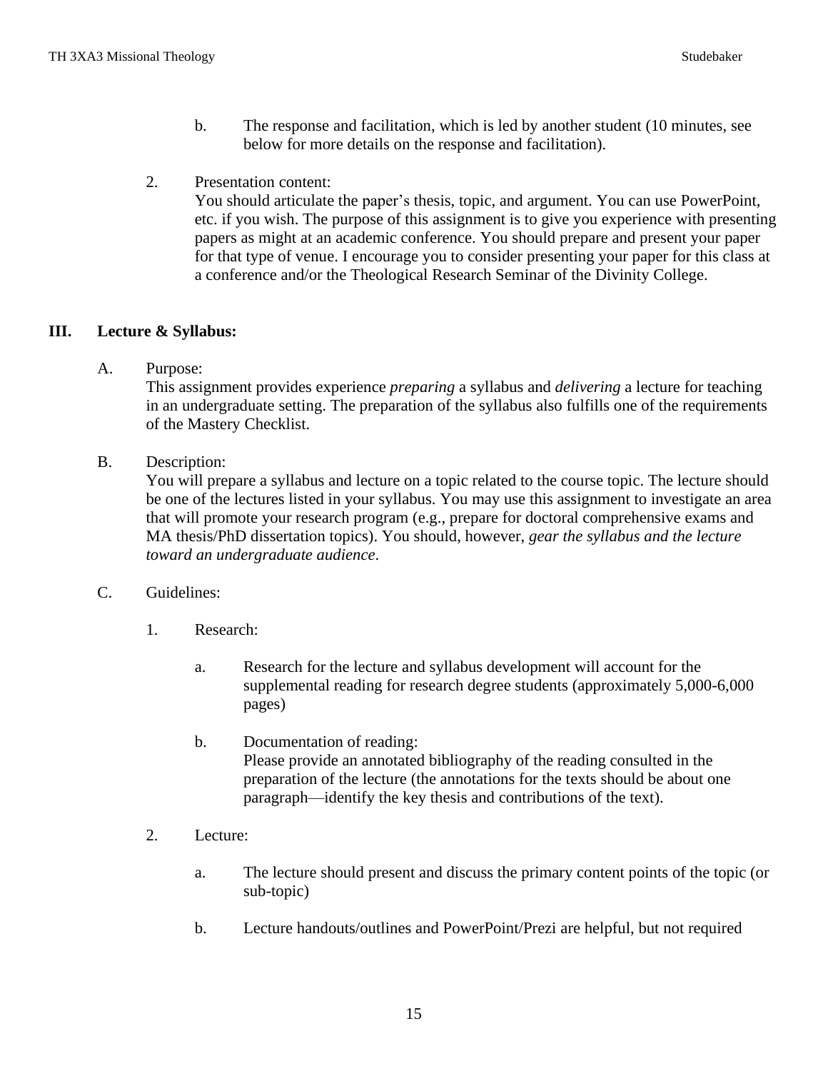b. The response and facilitation, which is led by another student (10 minutes, see below for more details on the response and facilitation).

2. Presentation content:
You should articulate the paper's thesis, topic, and argument. You can use PowerPoint, etc. if you wish. The purpose of this assignment is to give you experience with presenting papers as might at an academic conference. You should prepare and present your paper for that type of venue. I encourage you to consider presenting your paper for this class at a conference and/or the Theological Research Seminar of the Divinity College.

## III. Lecture & Syllabus:

A. Purpose:
This assignment provides experience *preparing* a syllabus and *delivering* a lecture for teaching in an undergraduate setting. The preparation of the syllabus also fulfills one of the requirements of the Mastery Checklist.

B. Description:
You will prepare a syllabus and lecture on a topic related to the course topic. The lecture should be one of the lectures listed in your syllabus. You may use this assignment to investigate an area that will promote your research program (e.g., prepare for doctoral comprehensive exams and MA thesis/PhD dissertation topics). You should, however, *gear the syllabus and the lecture toward an undergraduate audience*.

C. Guidelines:

1. Research:

   a. Research for the lecture and syllabus development will account for the supplemental reading for research degree students (approximately 5,000-6,000 pages)

   b. Documentation of reading:
   Please provide an annotated bibliography of the reading consulted in the preparation of the lecture (the annotations for the texts should be about one paragraph—identify the key thesis and contributions of the text).

2. Lecture:

   a. The lecture should present and discuss the primary content points of the topic (or sub-topic)

   b. Lecture handouts/outlines and PowerPoint/Prezi are helpful, but not required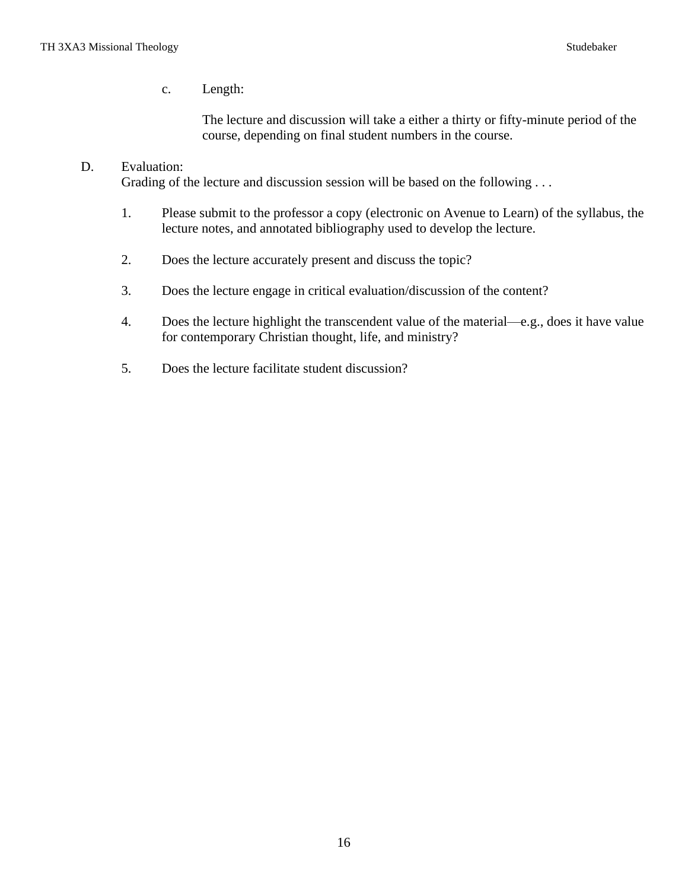c. Length:

The lecture and discussion will take a either a thirty or fifty-minute period of the course, depending on final student numbers in the course.

D. Evaluation:
Grading of the lecture and discussion session will be based on the following . . .

1. Please submit to the professor a copy (electronic on Avenue to Learn) of the syllabus, the lecture notes, and annotated bibliography used to develop the lecture.

2. Does the lecture accurately present and discuss the topic?

3. Does the lecture engage in critical evaluation/discussion of the content?

4. Does the lecture highlight the transcendent value of the material—e.g., does it have value for contemporary Christian thought, life, and ministry?

5. Does the lecture facilitate student discussion?